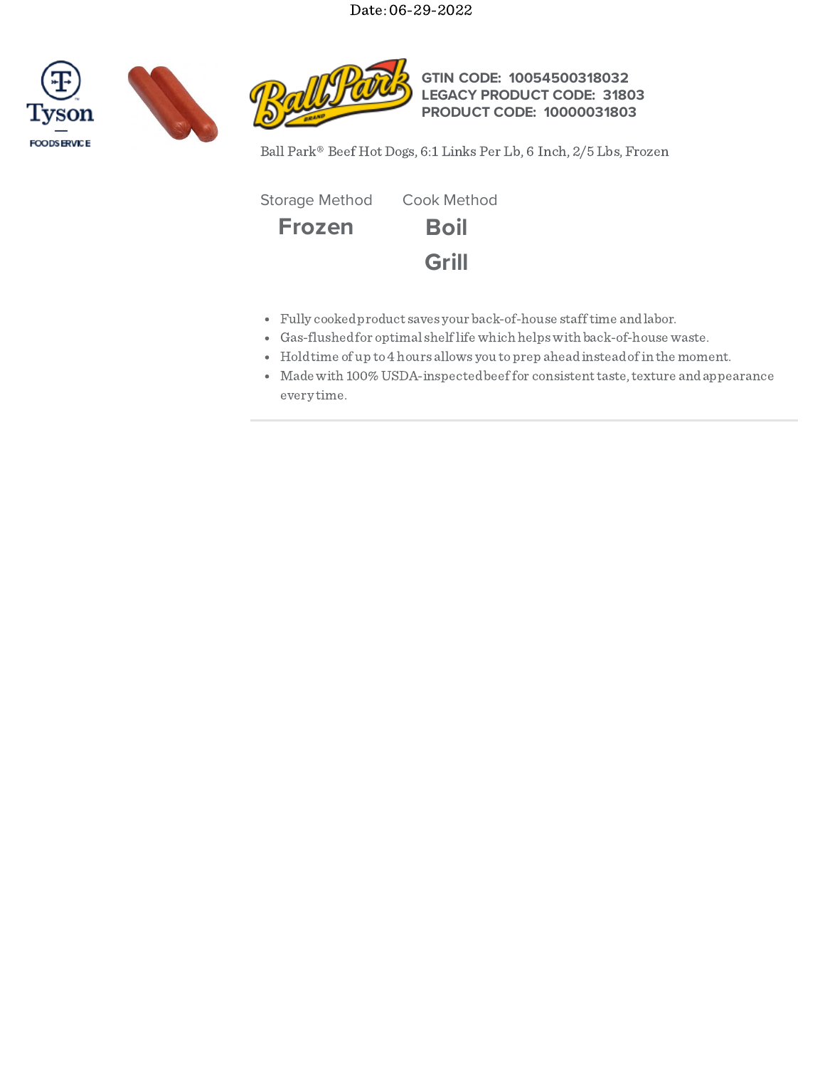Date: 06-29-2022

Tyson FOODSERVICE

Ball Park

**GTIN CODE: 10054500318032**
**LEGACY PRODUCT CODE: 31803**
**PRODUCT CODE: 10000031803**

Ball Park® Beef Hot Dogs, 6:1 Links Per Lb, 6 Inch, 2/5 Lbs, Frozen

| Storage Method | Cook Method |
| --- | --- |
| **Frozen** | **Boil** |
| | **Grill** |

- Fully cooked product saves your back-of-house staff time and labor.
- Gas-flushed for optimal shelf life which helps with back-of-house waste.
- Hold time of up to 4 hours allows you to prep ahead instead of in the moment.
- Made with 100% USDA-inspected beef for consistent taste, texture and appearance every time.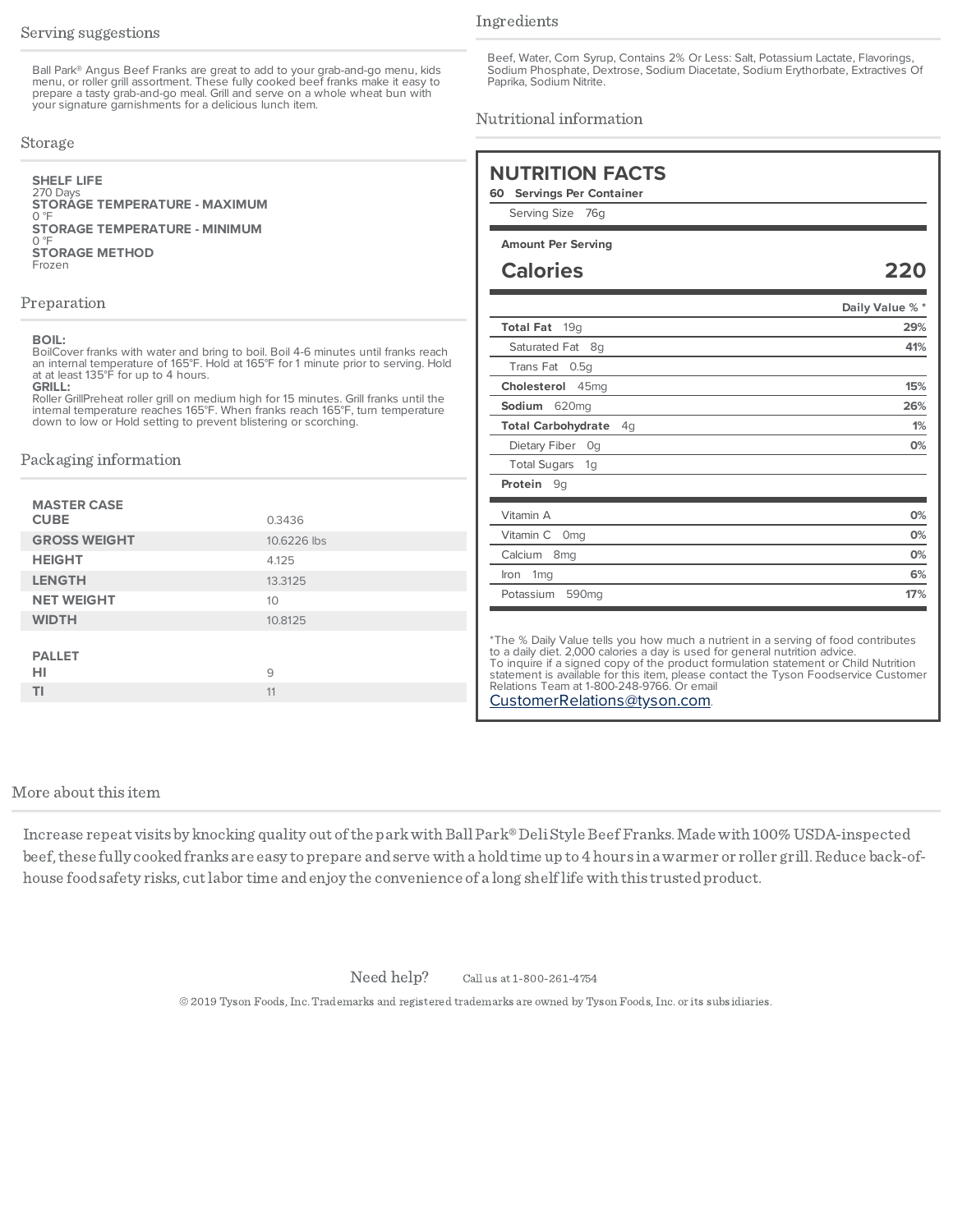## Serving suggestions

Ball Park® Angus Beef Franks are great to add to your grab-and-go menu, kids menu, or roller grill assortment. These fully cooked beef franks make it easy to prepare a tasty grab-and-go meal. Grill and serve on a whole wheat bun with your signature garnishments for a delicious lunch item.

## Storage

**SHELF LIFE**
270 Days
**STORAGE TEMPERATURE - MAXIMUM**
0 °F
**STORAGE TEMPERATURE - MINIMUM**
0 °F
**STORAGE METHOD**
Frozen

## Preparation

**BOIL:**
BoilCover franks with water and bring to boil. Boil 4-6 minutes until franks reach an internal temperature of 165°F. Hold at 165°F for 1 minute prior to serving. Hold at at least 135°F for up to 4 hours.
**GRILL:**
Roller GrillPreheat roller grill on medium high for 15 minutes. Grill franks until the internal temperature reaches 165°F. When franks reach 165°F, turn temperature down to low or Hold setting to prevent blistering or scorching.

## Packaging information

| MASTER CASE | |
|---|---|
| **CUBE** | 0.3436 |
| **GROSS WEIGHT** | 10.6226 lbs |
| **HEIGHT** | 4.125 |
| **LENGTH** | 13.3125 |
| **NET WEIGHT** | 10 |
| **WIDTH** | 10.8125 |

| PALLET | |
|---|---|
| **HI** | 9 |
| **TI** | 11 |

## Ingredients

Beef, Water, Corn Syrup, Contains 2% Or Less: Salt, Potassium Lactate, Flavorings, Sodium Phosphate, Dextrose, Sodium Diacetate, Sodium Erythorbate, Extractives Of Paprika, Sodium Nitrite.

## Nutritional information

**NUTRITION FACTS**
**60 Servings Per Container**
Serving Size 76g

**Amount Per Serving**
**Calories 220**

| | Daily Value % * |
|---|---|
| **Total Fat** 19g | **29%** |
| Saturated Fat 8g | **41%** |
| Trans Fat 0.5g | |
| **Cholesterol** 45mg | **15%** |
| **Sodium** 620mg | **26%** |
| **Total Carbohydrate** 4g | **1%** |
| Dietary Fiber 0g | **0%** |
| Total Sugars 1g | |
| **Protein** 9g | |
| Vitamin A | **0%** |
| Vitamin C 0mg | **0%** |
| Calcium 8mg | **0%** |
| Iron 1mg | **6%** |
| Potassium 590mg | **17%** |

*The % Daily Value tells you how much a nutrient in a serving of food contributes to a daily diet. 2,000 calories a day is used for general nutrition advice.
To inquire if a signed copy of the product formulation statement or Child Nutrition statement is available for this item, please contact the Tyson Foodservice Customer Relations Team at 1-800-248-9766. Or email CustomerRelations@tyson.com.

## More about this item

Increase repeat visits by knocking quality out of the park with Ball Park® Deli Style Beef Franks. Made with 100% USDA-inspected beef, these fully cooked franks are easy to prepare and serve with a hold time up to 4 hours in a warmer or roller grill. Reduce back-of-house food safety risks, cut labor time and enjoy the convenience of a long shelf life with this trusted product.

Need help? Call us at 1-800-261-4754

© 2019 Tyson Foods, Inc. Trademarks and registered trademarks are owned by Tyson Foods, Inc. or its subsidiaries.